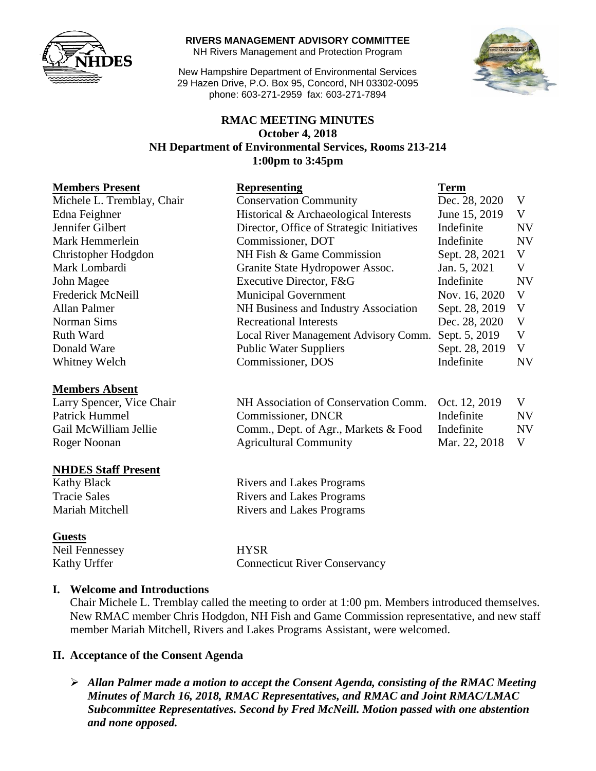**RIVERS MANAGEMENT ADVISORY COMMITTEE**
NH Rivers Management and Protection Program

New Hampshire Department of Environmental Services
29 Hazen Drive, P.O. Box 95, Concord, NH 03302-0095
phone: 603-271-2959 fax: 603-271-7894

# RMAC MEETING MINUTES
**October 4, 2018**
**NH Department of Environmental Services, Rooms 213-214**
**1:00pm to 3:45pm**

| Members Present | Representing | Term | |
|---|---|---|---|
| Michele L. Tremblay, Chair | Conservation Community | Dec. 28, 2020 | V |
| Edna Feighner | Historical & Archaeological Interests | June 15, 2019 | V |
| Jennifer Gilbert | Director, Office of Strategic Initiatives | Indefinite | NV |
| Mark Hemmerlein | Commissioner, DOT | Indefinite | NV |
| Christopher Hodgdon | NH Fish & Game Commission | Sept. 28, 2021 | V |
| Mark Lombardi | Granite State Hydropower Assoc. | Jan. 5, 2021 | V |
| John Magee | Executive Director, F&G | Indefinite | NV |
| Frederick McNeill | Municipal Government | Nov. 16, 2020 | V |
| Allan Palmer | NH Business and Industry Association | Sept. 28, 2019 | V |
| Norman Sims | Recreational Interests | Dec. 28, 2020 | V |
| Ruth Ward | Local River Management Advisory Comm. | Sept. 5, 2019 | V |
| Donald Ware | Public Water Suppliers | Sept. 28, 2019 | V |
| Whitney Welch | Commissioner, DOS | Indefinite | NV |

| Members Absent | | | |
|---|---|---|---|
| Larry Spencer, Vice Chair | NH Association of Conservation Comm. | Oct. 12, 2019 | V |
| Patrick Hummel | Commissioner, DNCR | Indefinite | NV |
| Gail McWilliam Jellie | Comm., Dept. of Agr., Markets & Food | Indefinite | NV |
| Roger Noonan | Agricultural Community | Mar. 22, 2018 | V |

| NHDES Staff Present | |
|---|---|
| Kathy Black | Rivers and Lakes Programs |
| Tracie Sales | Rivers and Lakes Programs |
| Mariah Mitchell | Rivers and Lakes Programs |

| Guests | |
|---|---|
| Neil Fennessey | HYSR |
| Kathy Urffer | Connecticut River Conservancy |

## I. Welcome and Introductions

Chair Michele L. Tremblay called the meeting to order at 1:00 pm. Members introduced themselves. New RMAC member Chris Hodgdon, NH Fish and Game Commission representative, and new staff member Mariah Mitchell, Rivers and Lakes Programs Assistant, were welcomed.

## II. Acceptance of the Consent Agenda

- ***Allan Palmer made a motion to accept the Consent Agenda, consisting of the RMAC Meeting Minutes of March 16, 2018, RMAC Representatives, and RMAC and Joint RMAC/LMAC Subcommittee Representatives. Second by Fred McNeill. Motion passed with one abstention and none opposed.***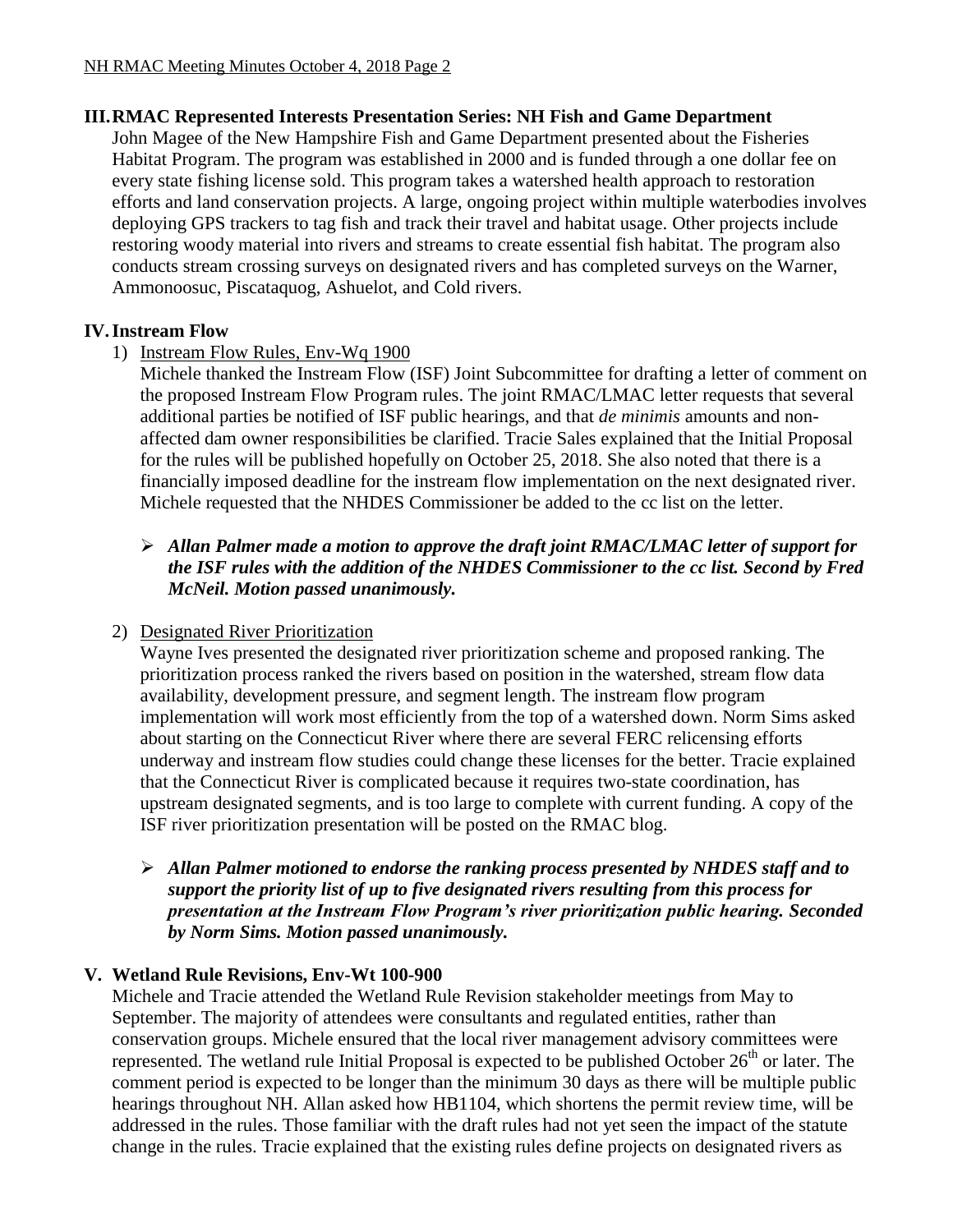## III. RMAC Represented Interests Presentation Series: NH Fish and Game Department

John Magee of the New Hampshire Fish and Game Department presented about the Fisheries Habitat Program. The program was established in 2000 and is funded through a one dollar fee on every state fishing license sold. This program takes a watershed health approach to restoration efforts and land conservation projects. A large, ongoing project within multiple waterbodies involves deploying GPS trackers to tag fish and track their travel and habitat usage. Other projects include restoring woody material into rivers and streams to create essential fish habitat. The program also conducts stream crossing surveys on designated rivers and has completed surveys on the Warner, Ammonoosuc, Piscataquog, Ashuelot, and Cold rivers.

## IV. Instream Flow

1) Instream Flow Rules, Env-Wq 1900

Michele thanked the Instream Flow (ISF) Joint Subcommittee for drafting a letter of comment on the proposed Instream Flow Program rules. The joint RMAC/LMAC letter requests that several additional parties be notified of ISF public hearings, and that *de minimis* amounts and non-affected dam owner responsibilities be clarified. Tracie Sales explained that the Initial Proposal for the rules will be published hopefully on October 25, 2018. She also noted that there is a financially imposed deadline for the instream flow implementation on the next designated river. Michele requested that the NHDES Commissioner be added to the cc list on the letter.

- ***Allan Palmer made a motion to approve the draft joint RMAC/LMAC letter of support for the ISF rules with the addition of the NHDES Commissioner to the cc list. Second by Fred McNeil. Motion passed unanimously.***

2) Designated River Prioritization

Wayne Ives presented the designated river prioritization scheme and proposed ranking. The prioritization process ranked the rivers based on position in the watershed, stream flow data availability, development pressure, and segment length. The instream flow program implementation will work most efficiently from the top of a watershed down. Norm Sims asked about starting on the Connecticut River where there are several FERC relicensing efforts underway and instream flow studies could change these licenses for the better. Tracie explained that the Connecticut River is complicated because it requires two-state coordination, has upstream designated segments, and is too large to complete with current funding. A copy of the ISF river prioritization presentation will be posted on the RMAC blog.

- ***Allan Palmer motioned to endorse the ranking process presented by NHDES staff and to support the priority list of up to five designated rivers resulting from this process for presentation at the Instream Flow Program's river prioritization public hearing. Seconded by Norm Sims. Motion passed unanimously.***

## V. Wetland Rule Revisions, Env-Wt 100-900

Michele and Tracie attended the Wetland Rule Revision stakeholder meetings from May to September. The majority of attendees were consultants and regulated entities, rather than conservation groups. Michele ensured that the local river management advisory committees were represented. The wetland rule Initial Proposal is expected to be published October 26th or later. The comment period is expected to be longer than the minimum 30 days as there will be multiple public hearings throughout NH. Allan asked how HB1104, which shortens the permit review time, will be addressed in the rules. Those familiar with the draft rules had not yet seen the impact of the statute change in the rules. Tracie explained that the existing rules define projects on designated rivers as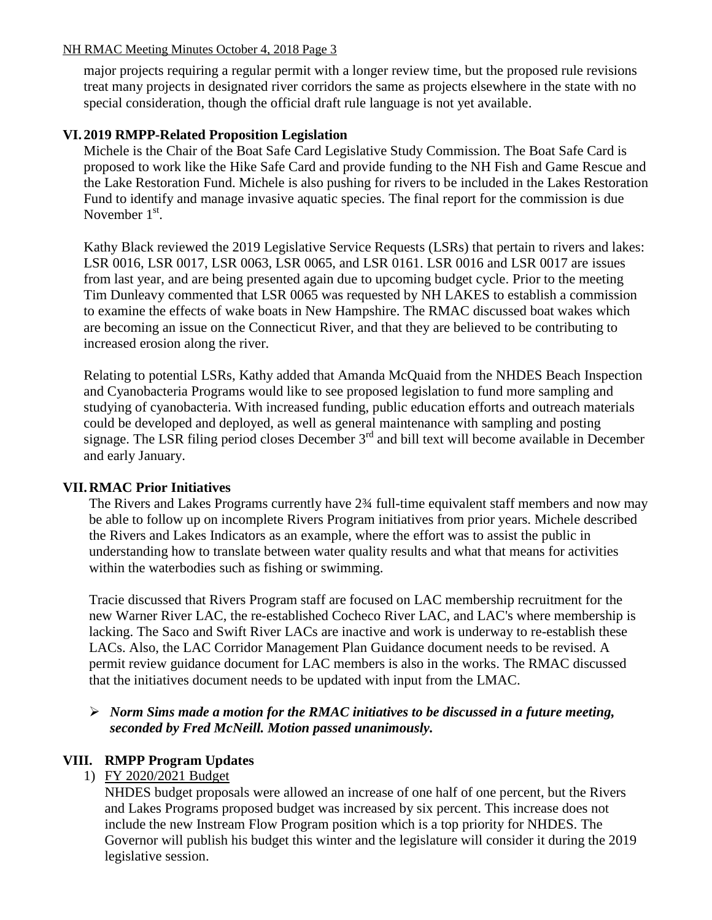major projects requiring a regular permit with a longer review time, but the proposed rule revisions treat many projects in designated river corridors the same as projects elsewhere in the state with no special consideration, though the official draft rule language is not yet available.

## VI. 2019 RMPP-Related Proposition Legislation

Michele is the Chair of the Boat Safe Card Legislative Study Commission. The Boat Safe Card is proposed to work like the Hike Safe Card and provide funding to the NH Fish and Game Rescue and the Lake Restoration Fund. Michele is also pushing for rivers to be included in the Lakes Restoration Fund to identify and manage invasive aquatic species. The final report for the commission is due November 1st.

Kathy Black reviewed the 2019 Legislative Service Requests (LSRs) that pertain to rivers and lakes: LSR 0016, LSR 0017, LSR 0063, LSR 0065, and LSR 0161. LSR 0016 and LSR 0017 are issues from last year, and are being presented again due to upcoming budget cycle. Prior to the meeting Tim Dunleavy commented that LSR 0065 was requested by NH LAKES to establish a commission to examine the effects of wake boats in New Hampshire. The RMAC discussed boat wakes which are becoming an issue on the Connecticut River, and that they are believed to be contributing to increased erosion along the river.

Relating to potential LSRs, Kathy added that Amanda McQuaid from the NHDES Beach Inspection and Cyanobacteria Programs would like to see proposed legislation to fund more sampling and studying of cyanobacteria. With increased funding, public education efforts and outreach materials could be developed and deployed, as well as general maintenance with sampling and posting signage. The LSR filing period closes December 3rd and bill text will become available in December and early January.

## VII. RMAC Prior Initiatives

The Rivers and Lakes Programs currently have 2¾ full-time equivalent staff members and now may be able to follow up on incomplete Rivers Program initiatives from prior years. Michele described the Rivers and Lakes Indicators as an example, where the effort was to assist the public in understanding how to translate between water quality results and what that means for activities within the waterbodies such as fishing or swimming.

Tracie discussed that Rivers Program staff are focused on LAC membership recruitment for the new Warner River LAC, the re-established Cocheco River LAC, and LAC's where membership is lacking. The Saco and Swift River LACs are inactive and work is underway to re-establish these LACs. Also, the LAC Corridor Management Plan Guidance document needs to be revised. A permit review guidance document for LAC members is also in the works. The RMAC discussed that the initiatives document needs to be updated with input from the LMAC.

- ***Norm Sims made a motion for the RMAC initiatives to be discussed in a future meeting, seconded by Fred McNeill. Motion passed unanimously.***

## VIII. RMPP Program Updates

1) FY 2020/2021 Budget

   NHDES budget proposals were allowed an increase of one half of one percent, but the Rivers and Lakes Programs proposed budget was increased by six percent. This increase does not include the new Instream Flow Program position which is a top priority for NHDES. The Governor will publish his budget this winter and the legislature will consider it during the 2019 legislative session.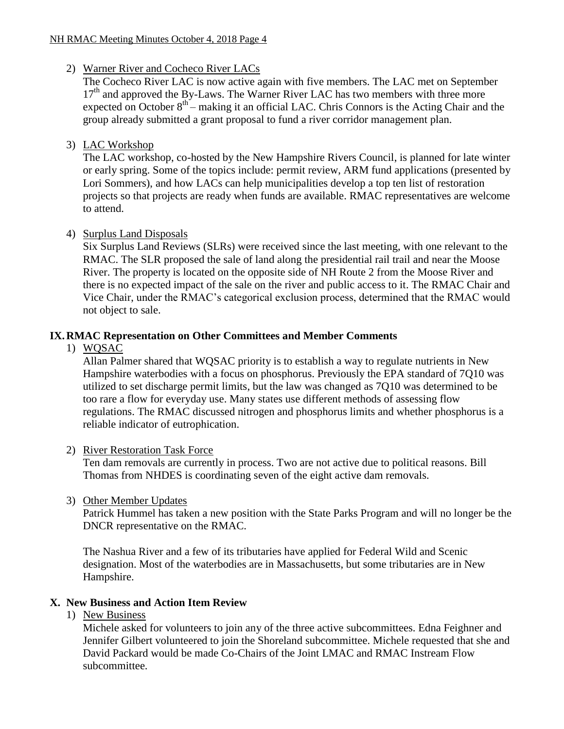2) Warner River and Cocheco River LACs

   The Cocheco River LAC is now active again with five members. The LAC met on September 17[th] and approved the By-Laws. The Warner River LAC has two members with three more expected on October 8[th] – making it an official LAC. Chris Connors is the Acting Chair and the group already submitted a grant proposal to fund a river corridor management plan.

3) LAC Workshop

   The LAC workshop, co-hosted by the New Hampshire Rivers Council, is planned for late winter or early spring. Some of the topics include: permit review, ARM fund applications (presented by Lori Sommers), and how LACs can help municipalities develop a top ten list of restoration projects so that projects are ready when funds are available. RMAC representatives are welcome to attend.

4) Surplus Land Disposals

   Six Surplus Land Reviews (SLRs) were received since the last meeting, with one relevant to the RMAC. The SLR proposed the sale of land along the presidential rail trail and near the Moose River. The property is located on the opposite side of NH Route 2 from the Moose River and there is no expected impact of the sale on the river and public access to it. The RMAC Chair and Vice Chair, under the RMAC's categorical exclusion process, determined that the RMAC would not object to sale.

## IX. RMAC Representation on Other Committees and Member Comments

1) WQSAC

   Allan Palmer shared that WQSAC priority is to establish a way to regulate nutrients in New Hampshire waterbodies with a focus on phosphorus. Previously the EPA standard of 7Q10 was utilized to set discharge permit limits, but the law was changed as 7Q10 was determined to be too rare a flow for everyday use. Many states use different methods of assessing flow regulations. The RMAC discussed nitrogen and phosphorus limits and whether phosphorus is a reliable indicator of eutrophication.

2) River Restoration Task Force

   Ten dam removals are currently in process. Two are not active due to political reasons. Bill Thomas from NHDES is coordinating seven of the eight active dam removals.

3) Other Member Updates

   Patrick Hummel has taken a new position with the State Parks Program and will no longer be the DNCR representative on the RMAC.

   The Nashua River and a few of its tributaries have applied for Federal Wild and Scenic designation. Most of the waterbodies are in Massachusetts, but some tributaries are in New Hampshire.

## X. New Business and Action Item Review

1) New Business

   Michele asked for volunteers to join any of the three active subcommittees. Edna Feighner and Jennifer Gilbert volunteered to join the Shoreland subcommittee. Michele requested that she and David Packard would be made Co-Chairs of the Joint LMAC and RMAC Instream Flow subcommittee.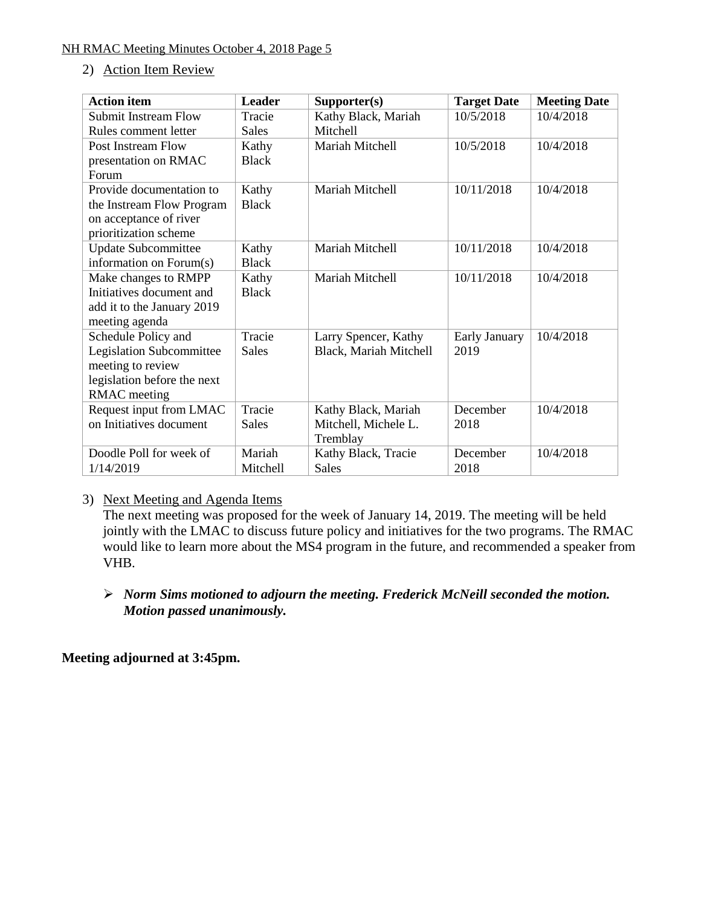2) Action Item Review

| Action item | Leader | Supporter(s) | Target Date | Meeting Date |
|---|---|---|---|---|
| Submit Instream Flow Rules comment letter | Tracie Sales | Kathy Black, Mariah Mitchell | 10/5/2018 | 10/4/2018 |
| Post Instream Flow presentation on RMAC Forum | Kathy Black | Mariah Mitchell | 10/5/2018 | 10/4/2018 |
| Provide documentation to the Instream Flow Program on acceptance of river prioritization scheme | Kathy Black | Mariah Mitchell | 10/11/2018 | 10/4/2018 |
| Update Subcommittee information on Forum(s) | Kathy Black | Mariah Mitchell | 10/11/2018 | 10/4/2018 |
| Make changes to RMPP Initiatives document and add it to the January 2019 meeting agenda | Kathy Black | Mariah Mitchell | 10/11/2018 | 10/4/2018 |
| Schedule Policy and Legislation Subcommittee meeting to review legislation before the next RMAC meeting | Tracie Sales | Larry Spencer, Kathy Black, Mariah Mitchell | Early January 2019 | 10/4/2018 |
| Request input from LMAC on Initiatives document | Tracie Sales | Kathy Black, Mariah Mitchell, Michele L. Tremblay | December 2018 | 10/4/2018 |
| Doodle Poll for week of 1/14/2019 | Mariah Mitchell | Kathy Black, Tracie Sales | December 2018 | 10/4/2018 |

3) Next Meeting and Agenda Items

The next meeting was proposed for the week of January 14, 2019. The meeting will be held jointly with the LMAC to discuss future policy and initiatives for the two programs. The RMAC would like to learn more about the MS4 program in the future, and recommended a speaker from VHB.

- ***Norm Sims motioned to adjourn the meeting. Frederick McNeill seconded the motion. Motion passed unanimously.***

**Meeting adjourned at 3:45pm.**